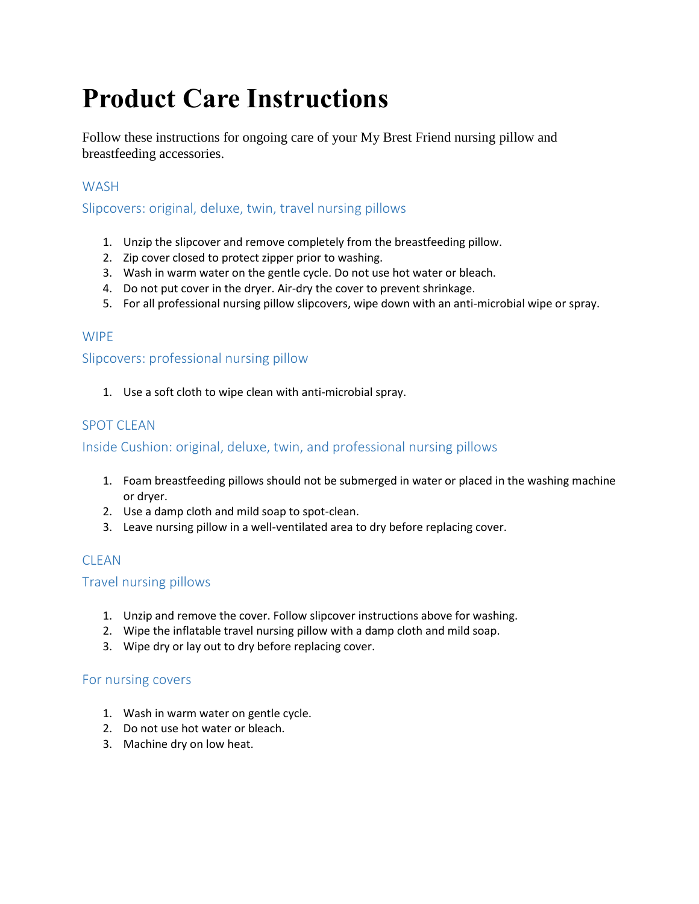# Product Care Instructions

Follow these instructions for ongoing care of your My Brest Friend nursing pillow and breastfeeding accessories.

## WASH

### Slipcovers: original, deluxe, twin, travel nursing pillows

1. Unzip the slipcover and remove completely from the breastfeeding pillow.
2. Zip cover closed to protect zipper prior to washing.
3. Wash in warm water on the gentle cycle. Do not use hot water or bleach.
4. Do not put cover in the dryer. Air-dry the cover to prevent shrinkage.
5. For all professional nursing pillow slipcovers, wipe down with an anti-microbial wipe or spray.

## WIPE

### Slipcovers: professional nursing pillow

1. Use a soft cloth to wipe clean with anti-microbial spray.

## SPOT CLEAN

### Inside Cushion: original, deluxe, twin, and professional nursing pillows

1. Foam breastfeeding pillows should not be submerged in water or placed in the washing machine or dryer.
2. Use a damp cloth and mild soap to spot-clean.
3. Leave nursing pillow in a well-ventilated area to dry before replacing cover.

## CLEAN

### Travel nursing pillows

1. Unzip and remove the cover. Follow slipcover instructions above for washing.
2. Wipe the inflatable travel nursing pillow with a damp cloth and mild soap.
3. Wipe dry or lay out to dry before replacing cover.

### For nursing covers

1. Wash in warm water on gentle cycle.
2. Do not use hot water or bleach.
3. Machine dry on low heat.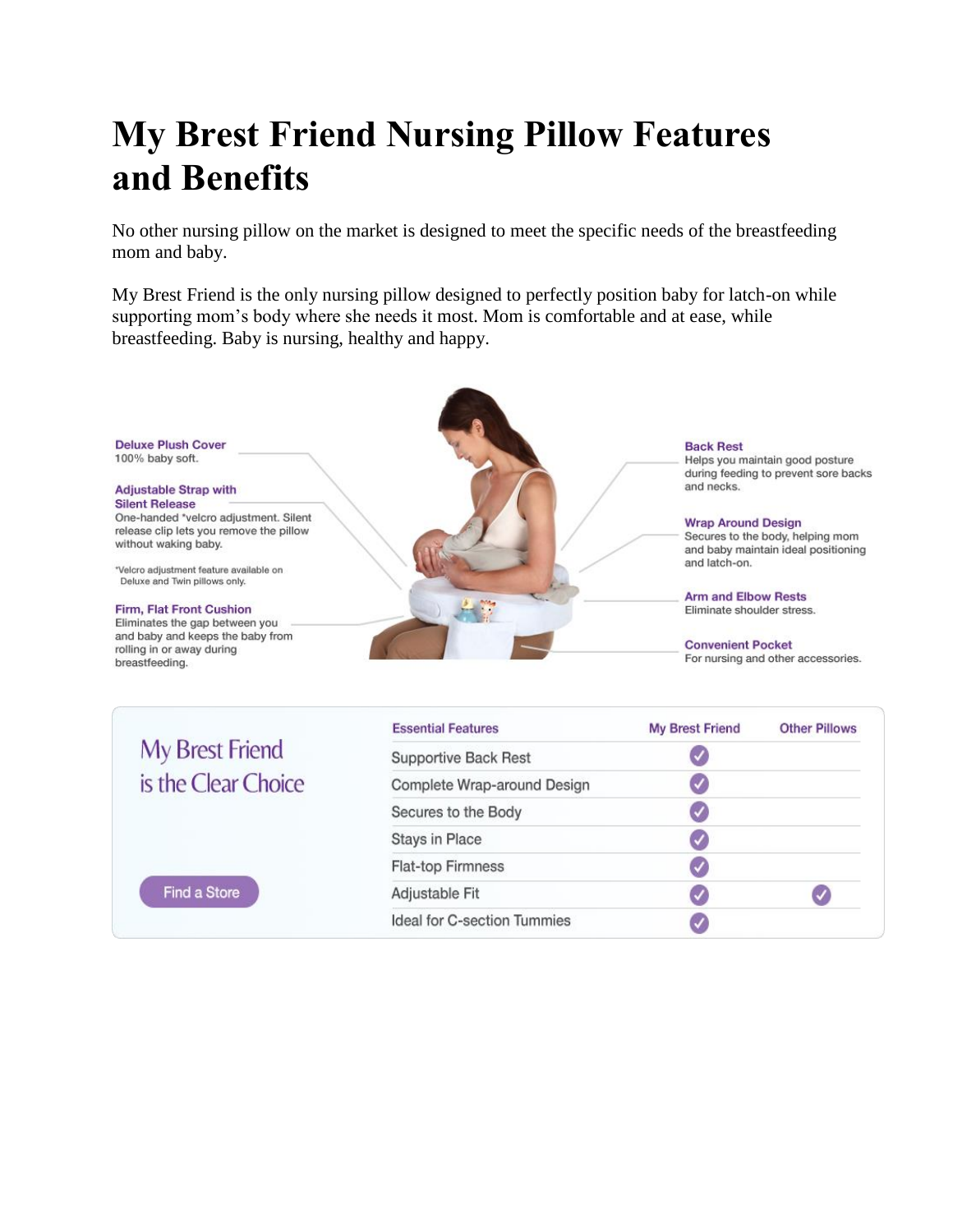# My Brest Friend Nursing Pillow Features and Benefits

No other nursing pillow on the market is designed to meet the specific needs of the breastfeeding mom and baby.

My Brest Friend is the only nursing pillow designed to perfectly position baby for latch-on while supporting mom's body where she needs it most. Mom is comfortable and at ease, while breastfeeding. Baby is nursing, healthy and happy.

**Deluxe Plush Cover**
100% baby soft.

**Adjustable Strap with Silent Release**
One-handed *velcro adjustment. Silent release clip lets you remove the pillow without waking baby.

*Velcro adjustment feature available on Deluxe and Twin pillows only.

**Firm, Flat Front Cushion**
Eliminates the gap between you and baby and keeps the baby from rolling in or away during breastfeeding.

**Back Rest**
Helps you maintain good posture during feeding to prevent sore backs and necks.

**Wrap Around Design**
Secures to the body, helping mom and baby maintain ideal positioning and latch-on.

**Arm and Elbow Rests**
Eliminate shoulder stress.

**Convenient Pocket**
For nursing and other accessories.

## My Brest Friend is the Clear Choice

| Essential Features | My Brest Friend | Other Pillows |
|---|---|---|
| Supportive Back Rest | ✓ | |
| Complete Wrap-around Design | ✓ | |
| Secures to the Body | ✓ | |
| Stays in Place | ✓ | |
| Flat-top Firmness | ✓ | |
| Adjustable Fit | ✓ | ✓ |
| Ideal for C-section Tummies | ✓ | |

Find a Store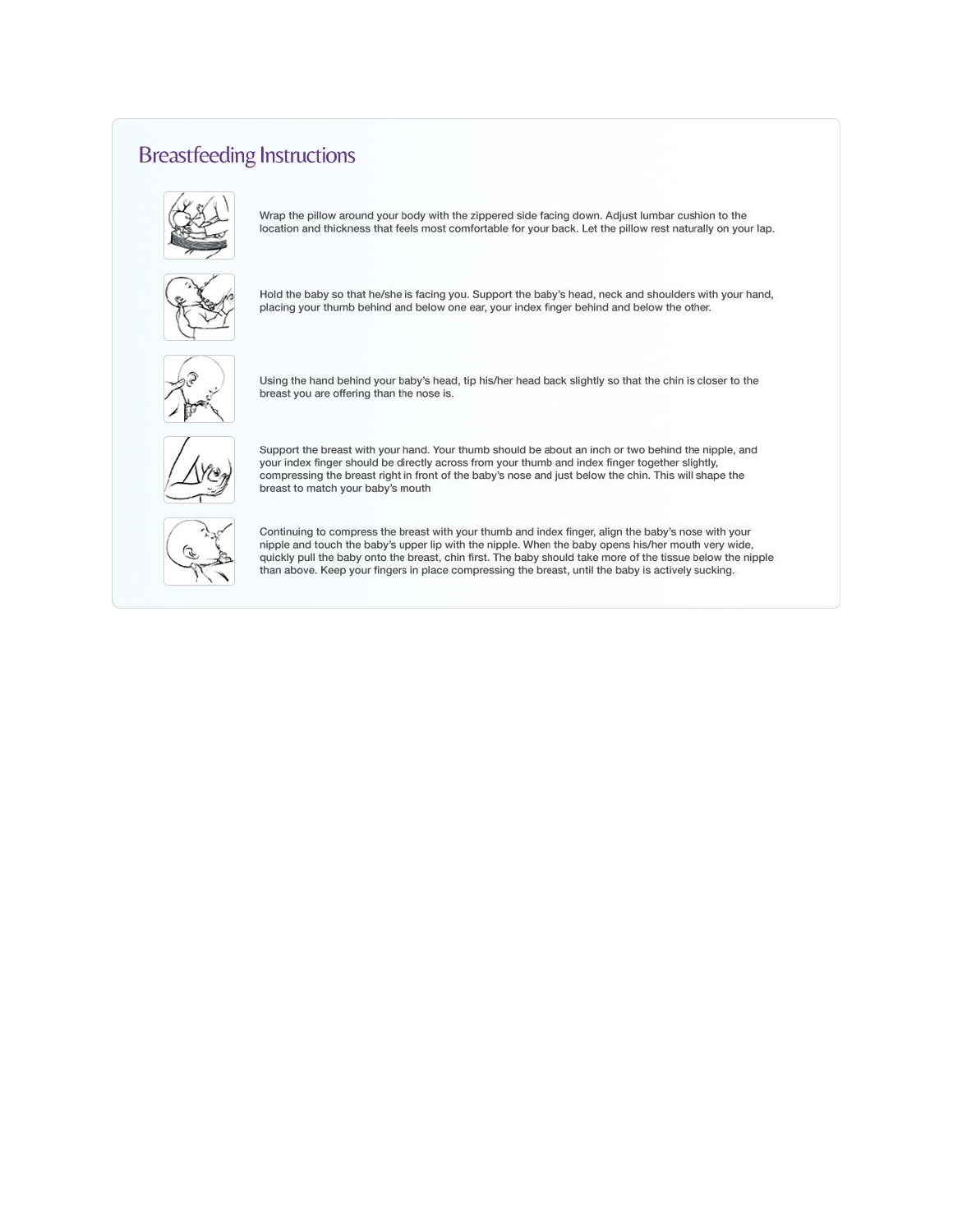# Breastfeeding Instructions

Wrap the pillow around your body with the zippered side facing down. Adjust lumbar cushion to the location and thickness that feels most comfortable for your back. Let the pillow rest naturally on your lap.

Hold the baby so that he/she is facing you. Support the baby's head, neck and shoulders with your hand, placing your thumb behind and below one ear, your index finger behind and below the other.

Using the hand behind your baby's head, tip his/her head back slightly so that the chin is closer to the breast you are offering than the nose is.

Support the breast with your hand. Your thumb should be about an inch or two behind the nipple, and your index finger should be directly across from your thumb and index finger together slightly, compressing the breast right in front of the baby's nose and just below the chin. This will shape the breast to match your baby's mouth

Continuing to compress the breast with your thumb and index finger, align the baby's nose with your nipple and touch the baby's upper lip with the nipple. When the baby opens his/her mouth very wide, quickly pull the baby onto the breast, chin first. The baby should take more of the tissue below the nipple than above. Keep your fingers in place compressing the breast, until the baby is actively sucking.